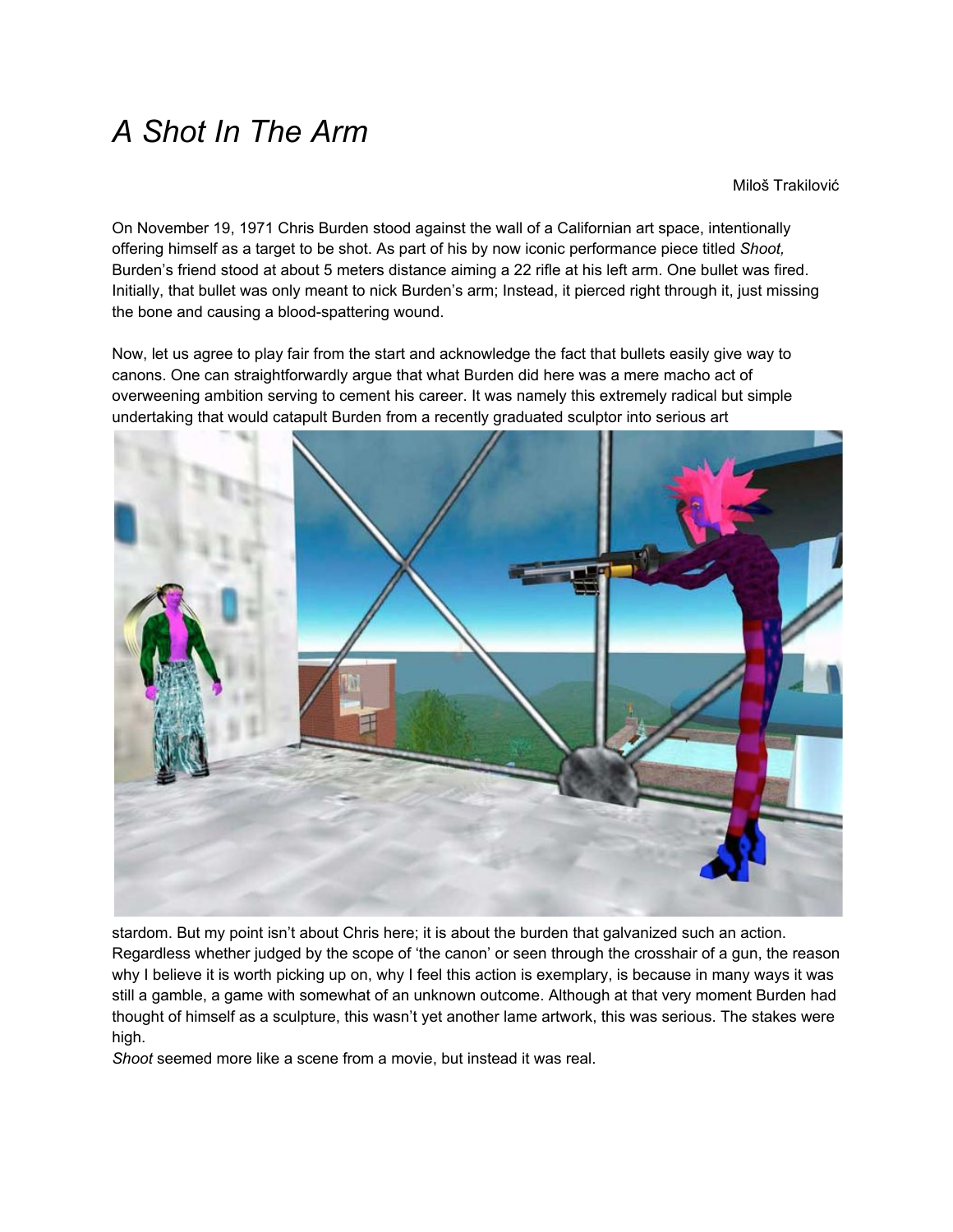# *A Shot In The Arm*

Miloš Trakilović

On November 19, 1971 Chris Burden stood against the wall of a Californian art space, intentionally offering himself as a target to be shot. As part of his by now iconic performance piece titled *Shoot,* Burden's friend stood at about 5 meters distance aiming a 22 rifle at his left arm. One bullet was fired. Initially, that bullet was only meant to nick Burden's arm; Instead, it pierced right through it, just missing the bone and causing a blood-spattering wound.

Now, let us agree to play fair from the start and acknowledge the fact that bullets easily give way to canons. One can straightforwardly argue that what Burden did here was a mere macho act of overweening ambition serving to cement his career. It was namely this extremely radical but simple undertaking that would catapult Burden from a recently graduated sculptor into serious art stardom. But my point isn't about Chris here; it is about the burden that galvanized such an action. Regardless whether judged by the scope of 'the canon' or seen through the crosshair of a gun, the reason why I believe it is worth picking up on, why I feel this action is exemplary, is because in many ways it was still a gamble, a game with somewhat of an unknown outcome. Although at that very moment Burden had thought of himself as a sculpture, this wasn't yet another lame artwork, this was serious. The stakes were high.

*Shoot* seemed more like a scene from a movie, but instead it was real.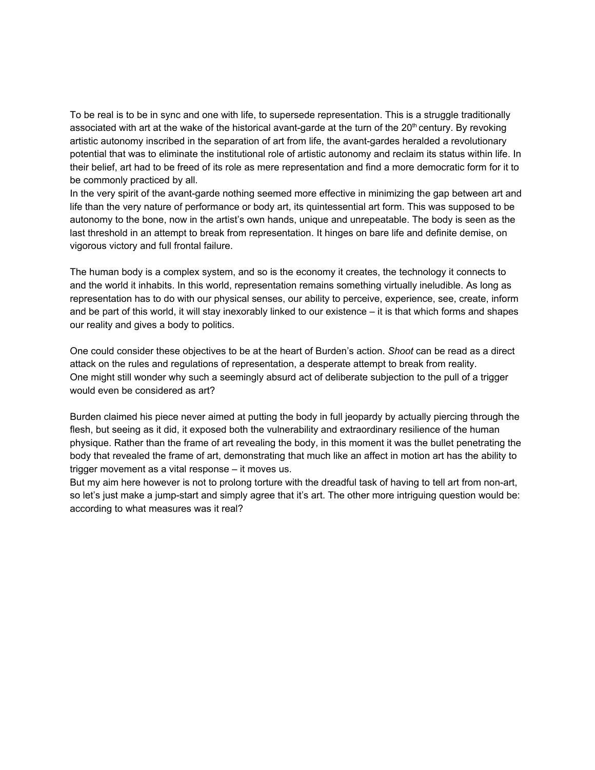To be real is to be in sync and one with life, to supersede representation. This is a struggle traditionally associated with art at the wake of the historical avant-garde at the turn of the 20th century. By revoking artistic autonomy inscribed in the separation of art from life, the avant-gardes heralded a revolutionary potential that was to eliminate the institutional role of artistic autonomy and reclaim its status within life. In their belief, art had to be freed of its role as mere representation and find a more democratic form for it to be commonly practiced by all.
In the very spirit of the avant-garde nothing seemed more effective in minimizing the gap between art and life than the very nature of performance or body art, its quintessential art form. This was supposed to be autonomy to the bone, now in the artist's own hands, unique and unrepeatable. The body is seen as the last threshold in an attempt to break from representation. It hinges on bare life and definite demise, on vigorous victory and full frontal failure.

The human body is a complex system, and so is the economy it creates, the technology it connects to and the world it inhabits. In this world, representation remains something virtually ineludible. As long as representation has to do with our physical senses, our ability to perceive, experience, see, create, inform and be part of this world, it will stay inexorably linked to our existence – it is that which forms and shapes our reality and gives a body to politics.

One could consider these objectives to be at the heart of Burden's action. *Shoot* can be read as a direct attack on the rules and regulations of representation, a desperate attempt to break from reality.
One might still wonder why such a seemingly absurd act of deliberate subjection to the pull of a trigger would even be considered as art?

Burden claimed his piece never aimed at putting the body in full jeopardy by actually piercing through the flesh, but seeing as it did, it exposed both the vulnerability and extraordinary resilience of the human physique. Rather than the frame of art revealing the body, in this moment it was the bullet penetrating the body that revealed the frame of art, demonstrating that much like an affect in motion art has the ability to trigger movement as a vital response – it moves us.
But my aim here however is not to prolong torture with the dreadful task of having to tell art from non-art, so let's just make a jump-start and simply agree that it's art. The other more intriguing question would be: according to what measures was it real?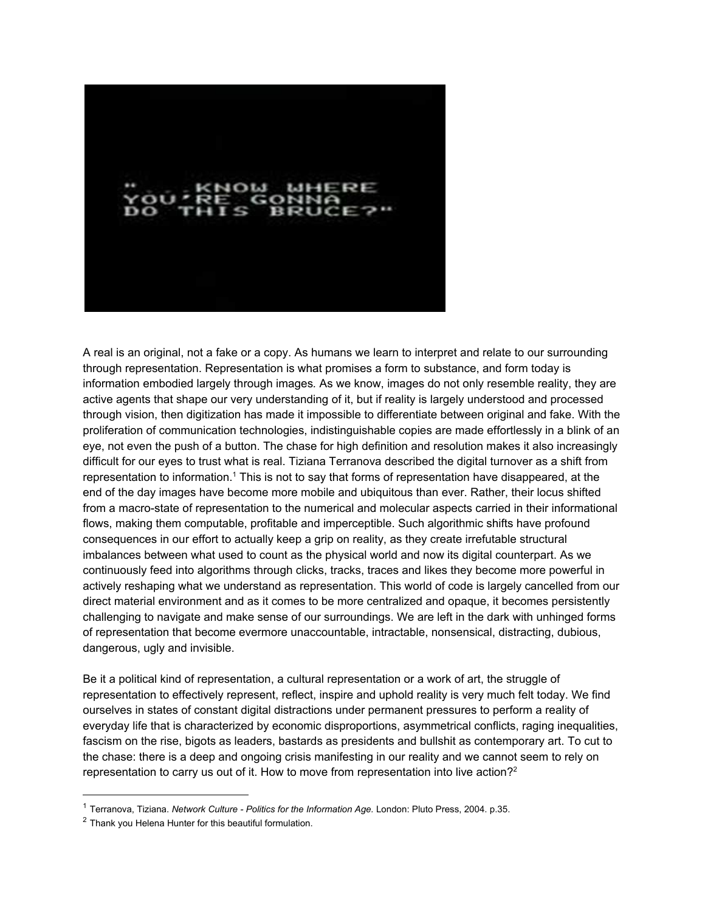A real is an original, not a fake or a copy. As humans we learn to interpret and relate to our surrounding through representation. Representation is what promises a form to substance, and form today is information embodied largely through images. As we know, images do not only resemble reality, they are active agents that shape our very understanding of it, but if reality is largely understood and processed through vision, then digitization has made it impossible to differentiate between original and fake. With the proliferation of communication technologies, indistinguishable copies are made effortlessly in a blink of an eye, not even the push of a button. The chase for high definition and resolution makes it also increasingly difficult for our eyes to trust what is real. Tiziana Terranova described the digital turnover as a shift from representation to information.[1] This is not to say that forms of representation have disappeared, at the end of the day images have become more mobile and ubiquitous than ever. Rather, their locus shifted from a macro-state of representation to the numerical and molecular aspects carried in their informational flows, making them computable, profitable and imperceptible. Such algorithmic shifts have profound consequences in our effort to actually keep a grip on reality, as they create irrefutable structural imbalances between what used to count as the physical world and now its digital counterpart. As we continuously feed into algorithms through clicks, tracks, traces and likes they become more powerful in actively reshaping what we understand as representation. This world of code is largely cancelled from our direct material environment and as it comes to be more centralized and opaque, it becomes persistently challenging to navigate and make sense of our surroundings. We are left in the dark with unhinged forms of representation that become evermore unaccountable, intractable, nonsensical, distracting, dubious, dangerous, ugly and invisible.

Be it a political kind of representation, a cultural representation or a work of art, the struggle of representation to effectively represent, reflect, inspire and uphold reality is very much felt today. We find ourselves in states of constant digital distractions under permanent pressures to perform a reality of everyday life that is characterized by economic disproportions, asymmetrical conflicts, raging inequalities, fascism on the rise, bigots as leaders, bastards as presidents and bullshit as contemporary art. To cut to the chase: there is a deep and ongoing crisis manifesting in our reality and we cannot seem to rely on representation to carry us out of it. How to move from representation into live action?[2]

---

[1] Terranova, Tiziana. *Network Culture - Politics for the Information Age.* London: Pluto Press, 2004. p.35.

[2] Thank you Helena Hunter for this beautiful formulation.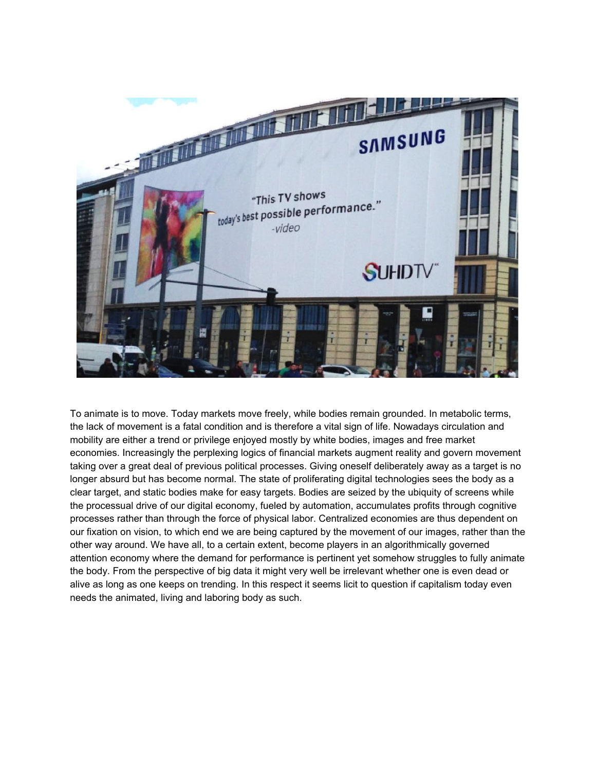To animate is to move. Today markets move freely, while bodies remain grounded. In metabolic terms, the lack of movement is a fatal condition and is therefore a vital sign of life. Nowadays circulation and mobility are either a trend or privilege enjoyed mostly by white bodies, images and free market economies. Increasingly the perplexing logics of financial markets augment reality and govern movement taking over a great deal of previous political processes. Giving oneself deliberately away as a target is no longer absurd but has become normal. The state of proliferating digital technologies sees the body as a clear target, and static bodies make for easy targets. Bodies are seized by the ubiquity of screens while the processual drive of our digital economy, fueled by automation, accumulates profits through cognitive processes rather than through the force of physical labor. Centralized economies are thus dependent on our fixation on vision, to which end we are being captured by the movement of our images, rather than the other way around. We have all, to a certain extent, become players in an algorithmically governed attention economy where the demand for performance is pertinent yet somehow struggles to fully animate the body. From the perspective of big data it might very well be irrelevant whether one is even dead or alive as long as one keeps on trending. In this respect it seems licit to question if capitalism today even needs the animated, living and laboring body as such.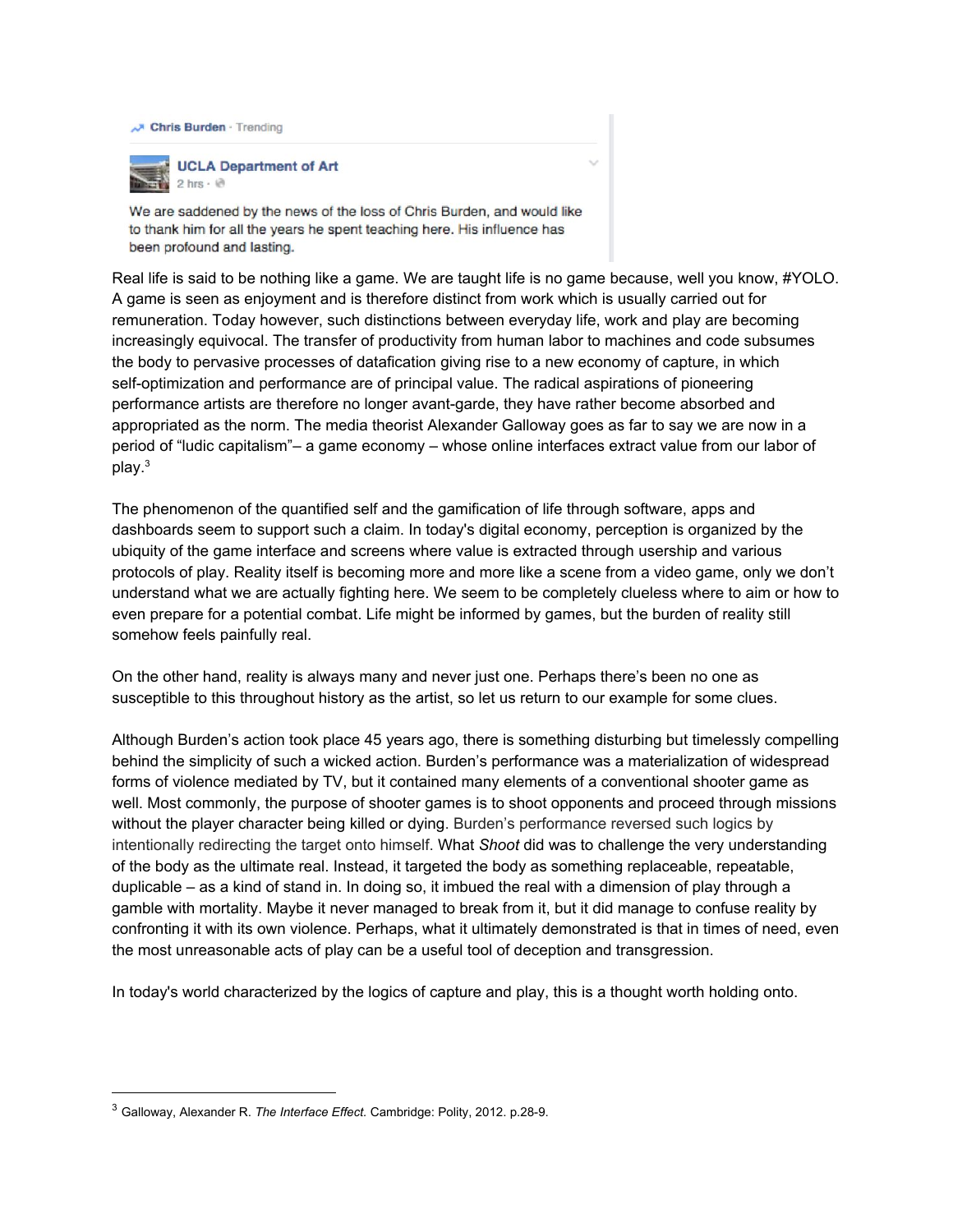Chris Burden · Trending

**UCLA Department of Art**
2 hrs ·

We are saddened by the news of the loss of Chris Burden, and would like to thank him for all the years he spent teaching here. His influence has been profound and lasting.

Real life is said to be nothing like a game. We are taught life is no game because, well you know, #YOLO. A game is seen as enjoyment and is therefore distinct from work which is usually carried out for remuneration. Today however, such distinctions between everyday life, work and play are becoming increasingly equivocal. The transfer of productivity from human labor to machines and code subsumes the body to pervasive processes of datafication giving rise to a new economy of capture, in which self-optimization and performance are of principal value. The radical aspirations of pioneering performance artists are therefore no longer avant-garde, they have rather become absorbed and appropriated as the norm. The media theorist Alexander Galloway goes as far to say we are now in a period of "ludic capitalism"– a game economy – whose online interfaces extract value from our labor of play.[3]

The phenomenon of the quantified self and the gamification of life through software, apps and dashboards seem to support such a claim. In today's digital economy, perception is organized by the ubiquity of the game interface and screens where value is extracted through usership and various protocols of play. Reality itself is becoming more and more like a scene from a video game, only we don't understand what we are actually fighting here. We seem to be completely clueless where to aim or how to even prepare for a potential combat. Life might be informed by games, but the burden of reality still somehow feels painfully real.

On the other hand, reality is always many and never just one. Perhaps there's been no one as susceptible to this throughout history as the artist, so let us return to our example for some clues.

Although Burden's action took place 45 years ago, there is something disturbing but timelessly compelling behind the simplicity of such a wicked action. Burden's performance was a materialization of widespread forms of violence mediated by TV, but it contained many elements of a conventional shooter game as well. Most commonly, the purpose of shooter games is to shoot opponents and proceed through missions without the player character being killed or dying. Burden's performance reversed such logics by intentionally redirecting the target onto himself. What *Shoot* did was to challenge the very understanding of the body as the ultimate real. Instead, it targeted the body as something replaceable, repeatable, duplicable – as a kind of stand in. In doing so, it imbued the real with a dimension of play through a gamble with mortality. Maybe it never managed to break from it, but it did manage to confuse reality by confronting it with its own violence. Perhaps, what it ultimately demonstrated is that in times of need, even the most unreasonable acts of play can be a useful tool of deception and transgression.

In today's world characterized by the logics of capture and play, this is a thought worth holding onto.

---

[3] Galloway, Alexander R. *The Interface Effect.* Cambridge: Polity, 2012. p.28-9.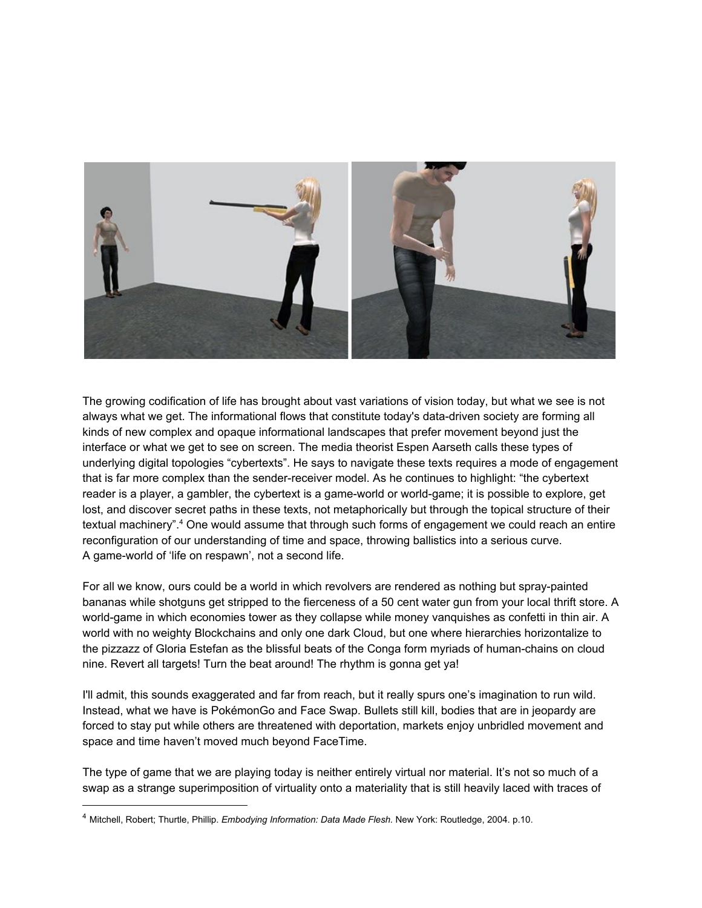The growing codification of life has brought about vast variations of vision today, but what we see is not always what we get. The informational flows that constitute today's data-driven society are forming all kinds of new complex and opaque informational landscapes that prefer movement beyond just the interface or what we get to see on screen. The media theorist Espen Aarseth calls these types of underlying digital topologies "cybertexts". He says to navigate these texts requires a mode of engagement that is far more complex than the sender-receiver model. As he continues to highlight: "the cybertext reader is a player, a gambler, the cybertext is a game-world or world-game; it is possible to explore, get lost, and discover secret paths in these texts, not metaphorically but through the topical structure of their textual machinery".[4] One would assume that through such forms of engagement we could reach an entire reconfiguration of our understanding of time and space, throwing ballistics into a serious curve. A game-world of 'life on respawn', not a second life.

For all we know, ours could be a world in which revolvers are rendered as nothing but spray-painted bananas while shotguns get stripped to the fierceness of a 50 cent water gun from your local thrift store. A world-game in which economies tower as they collapse while money vanquishes as confetti in thin air. A world with no weighty Blockchains and only one dark Cloud, but one where hierarchies horizontalize to the pizzazz of Gloria Estefan as the blissful beats of the Conga form myriads of human-chains on cloud nine. Revert all targets! Turn the beat around! The rhythm is gonna get ya!

I'll admit, this sounds exaggerated and far from reach, but it really spurs one's imagination to run wild. Instead, what we have is PokémonGo and Face Swap. Bullets still kill, bodies that are in jeopardy are forced to stay put while others are threatened with deportation, markets enjoy unbridled movement and space and time haven't moved much beyond FaceTime.

The type of game that we are playing today is neither entirely virtual nor material. It's not so much of a swap as a strange superimposition of virtuality onto a materiality that is still heavily laced with traces of

[4] Mitchell, Robert; Thurtle, Phillip. *Embodying Information: Data Made Flesh*. New York: Routledge, 2004. p.10.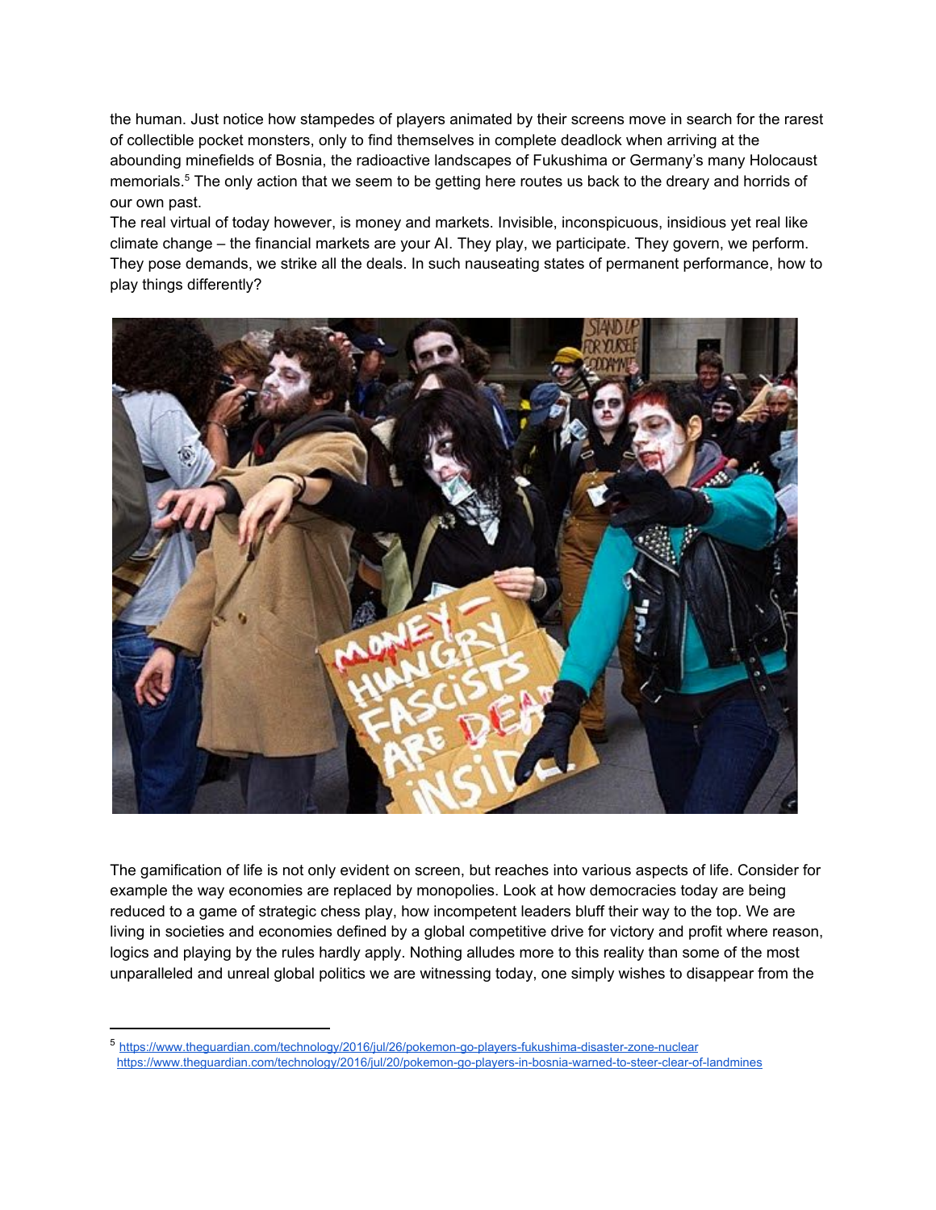the human. Just notice how stampedes of players animated by their screens move in search for the rarest of collectible pocket monsters, only to find themselves in complete deadlock when arriving at the abounding minefields of Bosnia, the radioactive landscapes of Fukushima or Germany's many Holocaust memorials.[5] The only action that we seem to be getting here routes us back to the dreary and horrids of our own past.

The real virtual of today however, is money and markets. Invisible, inconspicuous, insidious yet real like climate change – the financial markets are your AI. They play, we participate. They govern, we perform. They pose demands, we strike all the deals. In such nauseating states of permanent performance, how to play things differently?

The gamification of life is not only evident on screen, but reaches into various aspects of life. Consider for example the way economies are replaced by monopolies. Look at how democracies today are being reduced to a game of strategic chess play, how incompetent leaders bluff their way to the top. We are living in societies and economies defined by a global competitive drive for victory and profit where reason, logics and playing by the rules hardly apply. Nothing alludes more to this reality than some of the most unparalleled and unreal global politics we are witnessing today, one simply wishes to disappear from the

---

[5] https://www.theguardian.com/technology/2016/jul/26/pokemon-go-players-fukushima-disaster-zone-nuclear
https://www.theguardian.com/technology/2016/jul/20/pokemon-go-players-in-bosnia-warned-to-steer-clear-of-landmines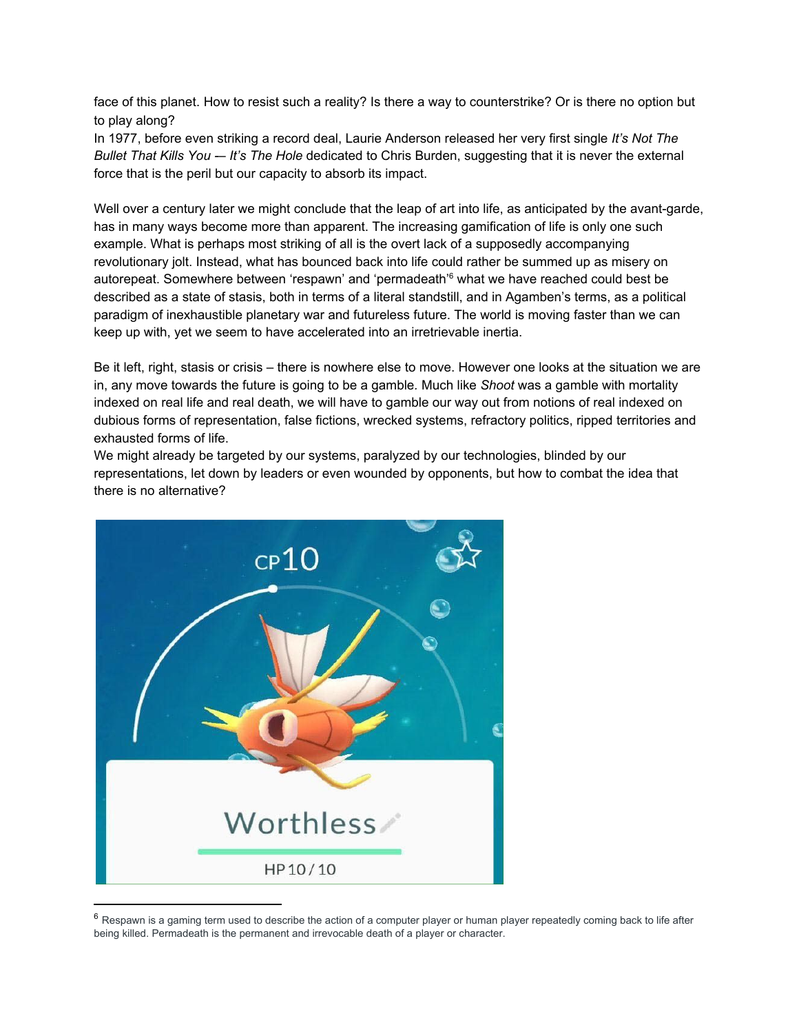face of this planet. How to resist such a reality? Is there a way to counterstrike? Or is there no option but to play along?
In 1977, before even striking a record deal, Laurie Anderson released her very first single *It's Not The Bullet That Kills You — It's The Hole* dedicated to Chris Burden, suggesting that it is never the external force that is the peril but our capacity to absorb its impact.

Well over a century later we might conclude that the leap of art into life, as anticipated by the avant-garde, has in many ways become more than apparent. The increasing gamification of life is only one such example. What is perhaps most striking of all is the overt lack of a supposedly accompanying revolutionary jolt. Instead, what has bounced back into life could rather be summed up as misery on autorepeat. Somewhere between 'respawn' and 'permadeath'[6] what we have reached could best be described as a state of stasis, both in terms of a literal standstill, and in Agamben's terms, as a political paradigm of inexhaustible planetary war and futureless future. The world is moving faster than we can keep up with, yet we seem to have accelerated into an irretrievable inertia.

Be it left, right, stasis or crisis – there is nowhere else to move. However one looks at the situation we are in, any move towards the future is going to be a gamble. Much like *Shoot* was a gamble with mortality indexed on real life and real death, we will have to gamble our way out from notions of real indexed on dubious forms of representation, false fictions, wrecked systems, refractory politics, ripped territories and exhausted forms of life.
We might already be targeted by our systems, paralyzed by our technologies, blinded by our representations, let down by leaders or even wounded by opponents, but how to combat the idea that there is no alternative?

[6] Respawn is a gaming term used to describe the action of a computer player or human player repeatedly coming back to life after being killed. Permadeath is the permanent and irrevocable death of a player or character.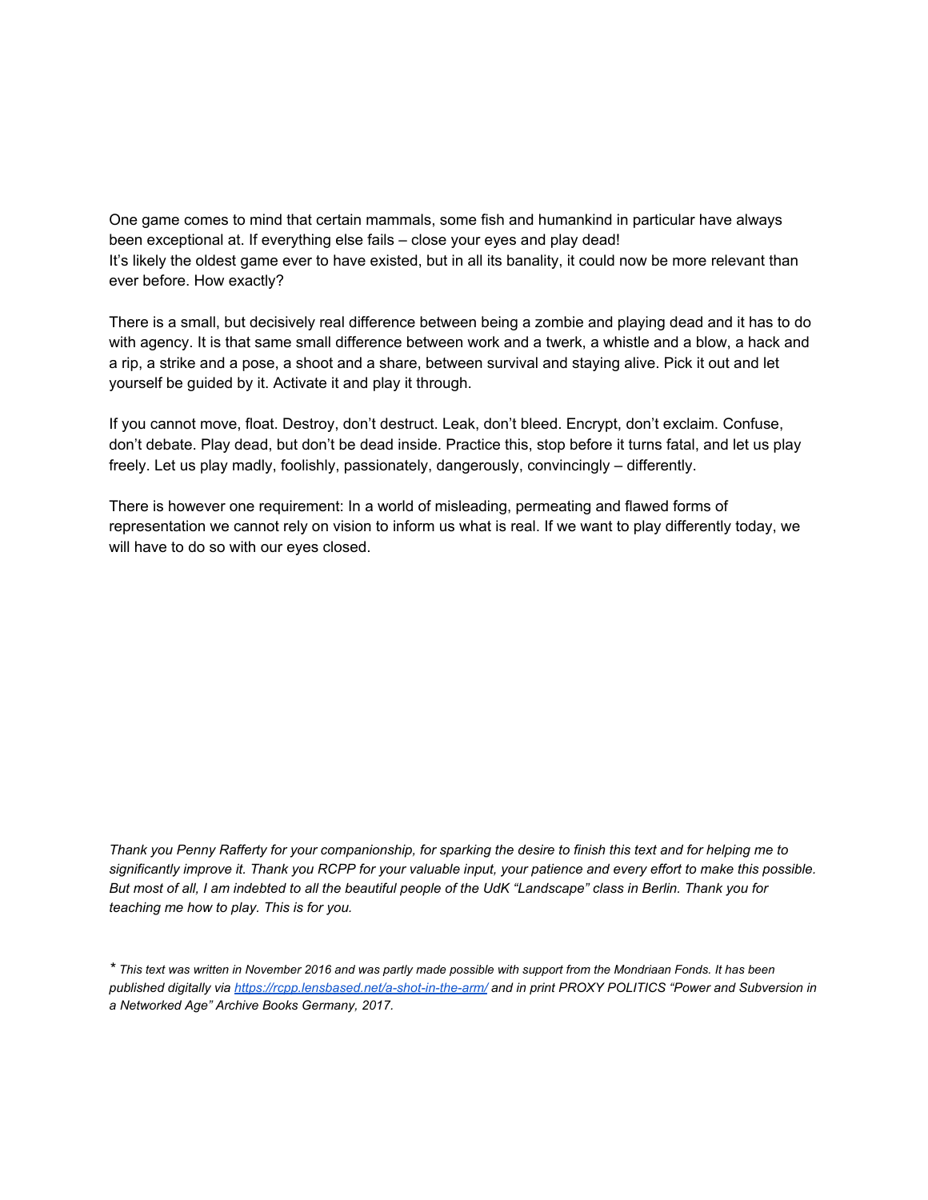One game comes to mind that certain mammals, some fish and humankind in particular have always been exceptional at. If everything else fails – close your eyes and play dead!
It's likely the oldest game ever to have existed, but in all its banality, it could now be more relevant than ever before. How exactly?

There is a small, but decisively real difference between being a zombie and playing dead and it has to do with agency. It is that same small difference between work and a twerk, a whistle and a blow, a hack and a rip, a strike and a pose, a shoot and a share, between survival and staying alive. Pick it out and let yourself be guided by it. Activate it and play it through.

If you cannot move, float. Destroy, don't destruct. Leak, don't bleed. Encrypt, don't exclaim. Confuse, don't debate. Play dead, but don't be dead inside. Practice this, stop before it turns fatal, and let us play freely. Let us play madly, foolishly, passionately, dangerously, convincingly – differently.

There is however one requirement: In a world of misleading, permeating and flawed forms of representation we cannot rely on vision to inform us what is real. If we want to play differently today, we will have to do so with our eyes closed.

*Thank you Penny Rafferty for your companionship, for sparking the desire to finish this text and for helping me to significantly improve it. Thank you RCPP for your valuable input, your patience and every effort to make this possible. But most of all, I am indebted to all the beautiful people of the UdK "Landscape" class in Berlin. Thank you for teaching me how to play. This is for you.*

\* *This text was written in November 2016 and was partly made possible with support from the Mondriaan Fonds. It has been published digitally via [https://rcpp.lensbased.net/a-shot-in-the-arm/](https://rcpp.lensbased.net/a-shot-in-the-arm/) and in print PROXY POLITICS "Power and Subversion in a Networked Age" Archive Books Germany, 2017.*